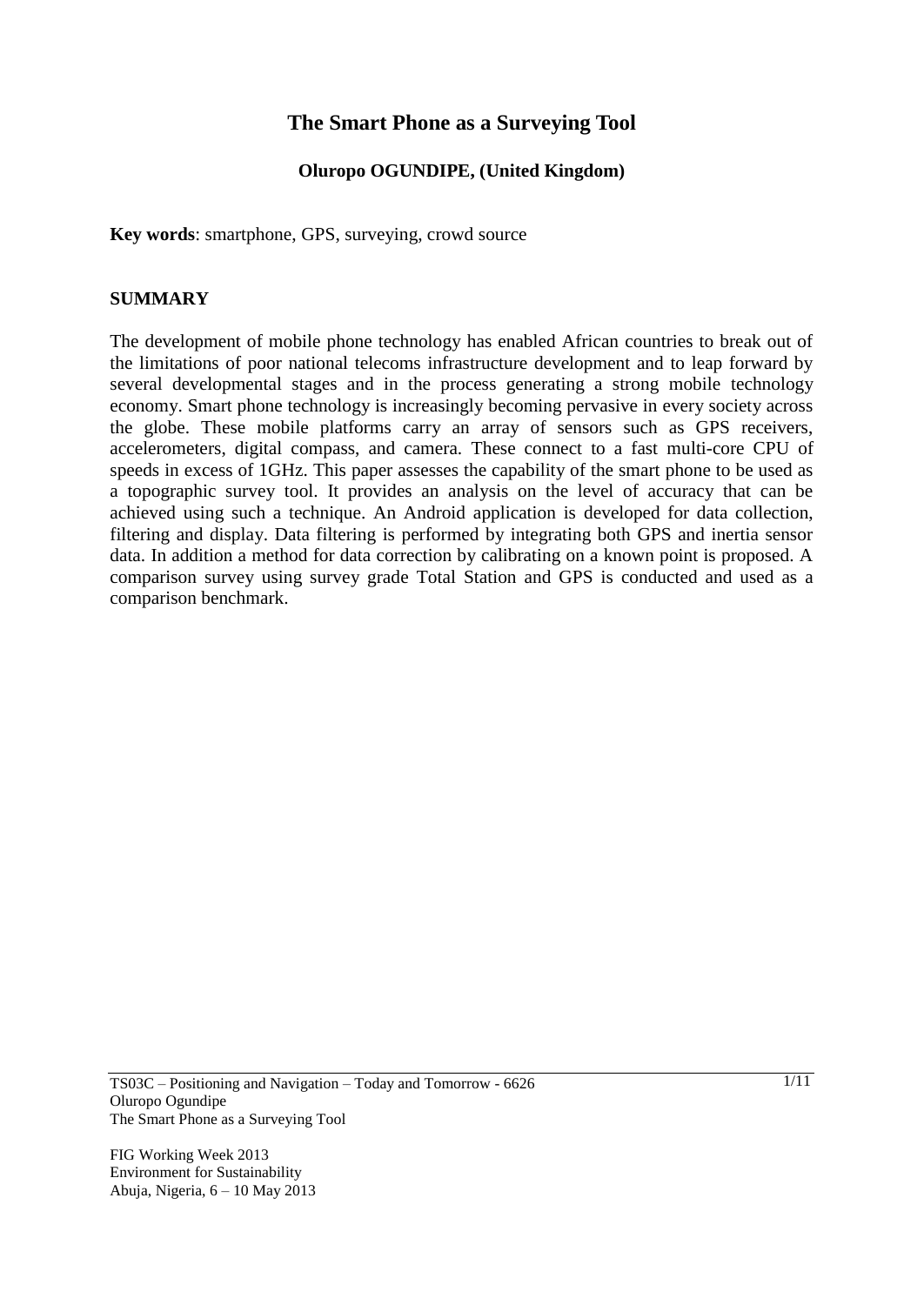# The Smart Phone as a Surveying Tool

**Oluropo OGUNDIPE, (United Kingdom)**

**Key words**: smartphone, GPS, surveying, crowd source

## SUMMARY

The development of mobile phone technology has enabled African countries to break out of the limitations of poor national telecoms infrastructure development and to leap forward by several developmental stages and in the process generating a strong mobile technology economy. Smart phone technology is increasingly becoming pervasive in every society across the globe. These mobile platforms carry an array of sensors such as GPS receivers, accelerometers, digital compass, and camera. These connect to a fast multi-core CPU of speeds in excess of 1GHz. This paper assesses the capability of the smart phone to be used as a topographic survey tool. It provides an analysis on the level of accuracy that can be achieved using such a technique. An Android application is developed for data collection, filtering and display. Data filtering is performed by integrating both GPS and inertia sensor data. In addition a method for data correction by calibrating on a known point is proposed. A comparison survey using survey grade Total Station and GPS is conducted and used as a comparison benchmark.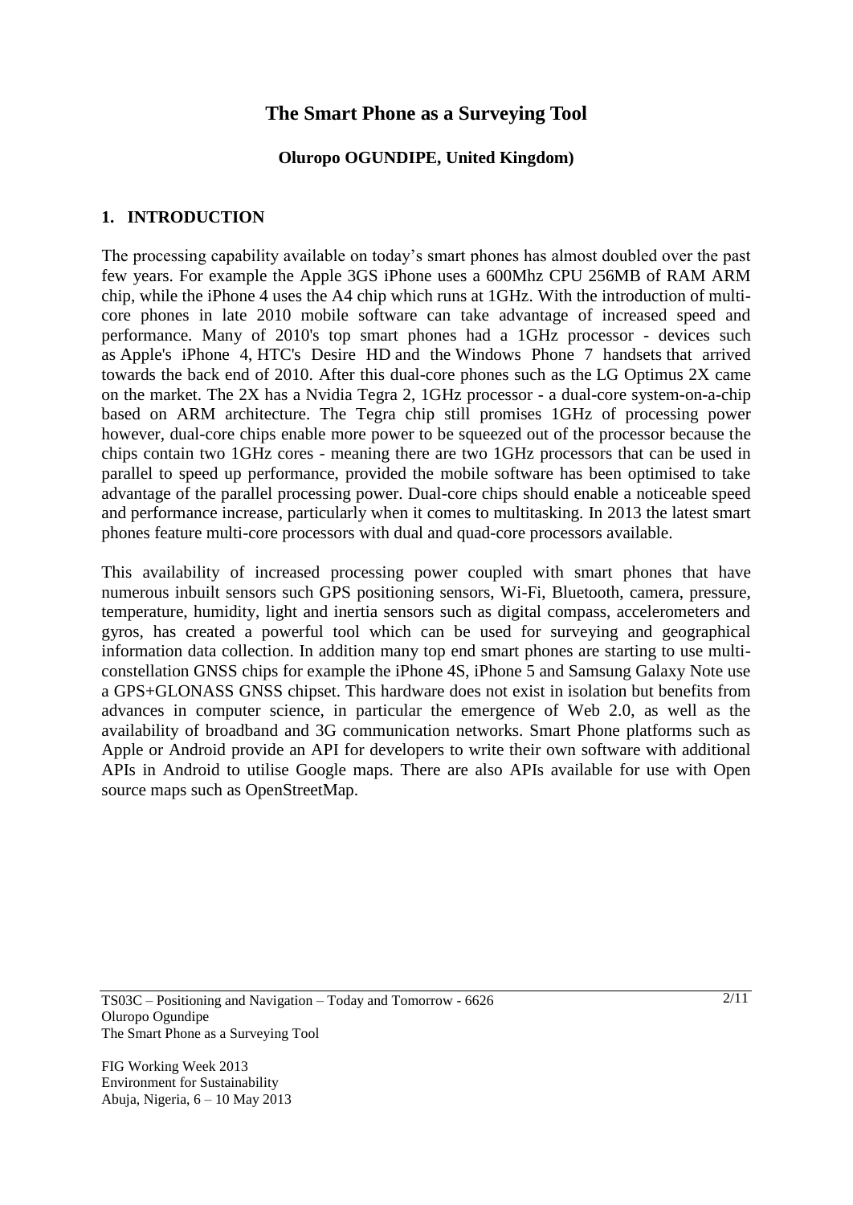# The Smart Phone as a Surveying Tool

**Oluropo OGUNDIPE, United Kingdom)**

## 1. INTRODUCTION

The processing capability available on today's smart phones has almost doubled over the past few years. For example the Apple 3GS iPhone uses a 600Mhz CPU 256MB of RAM ARM chip, while the iPhone 4 uses the A4 chip which runs at 1GHz. With the introduction of multi-core phones in late 2010 mobile software can take advantage of increased speed and performance. Many of 2010's top smart phones had a 1GHz processor - devices such as Apple's iPhone 4, HTC's Desire HD and the Windows Phone 7 handsets that arrived towards the back end of 2010. After this dual-core phones such as the LG Optimus 2X came on the market. The 2X has a Nvidia Tegra 2, 1GHz processor - a dual-core system-on-a-chip based on ARM architecture. The Tegra chip still promises 1GHz of processing power however, dual-core chips enable more power to be squeezed out of the processor because the chips contain two 1GHz cores - meaning there are two 1GHz processors that can be used in parallel to speed up performance, provided the mobile software has been optimised to take advantage of the parallel processing power. Dual-core chips should enable a noticeable speed and performance increase, particularly when it comes to multitasking. In 2013 the latest smart phones feature multi-core processors with dual and quad-core processors available.

This availability of increased processing power coupled with smart phones that have numerous inbuilt sensors such GPS positioning sensors, Wi-Fi, Bluetooth, camera, pressure, temperature, humidity, light and inertia sensors such as digital compass, accelerometers and gyros, has created a powerful tool which can be used for surveying and geographical information data collection. In addition many top end smart phones are starting to use multi-constellation GNSS chips for example the iPhone 4S, iPhone 5 and Samsung Galaxy Note use a GPS+GLONASS GNSS chipset. This hardware does not exist in isolation but benefits from advances in computer science, in particular the emergence of Web 2.0, as well as the availability of broadband and 3G communication networks. Smart Phone platforms such as Apple or Android provide an API for developers to write their own software with additional APIs in Android to utilise Google maps. There are also APIs available for use with Open source maps such as OpenStreetMap.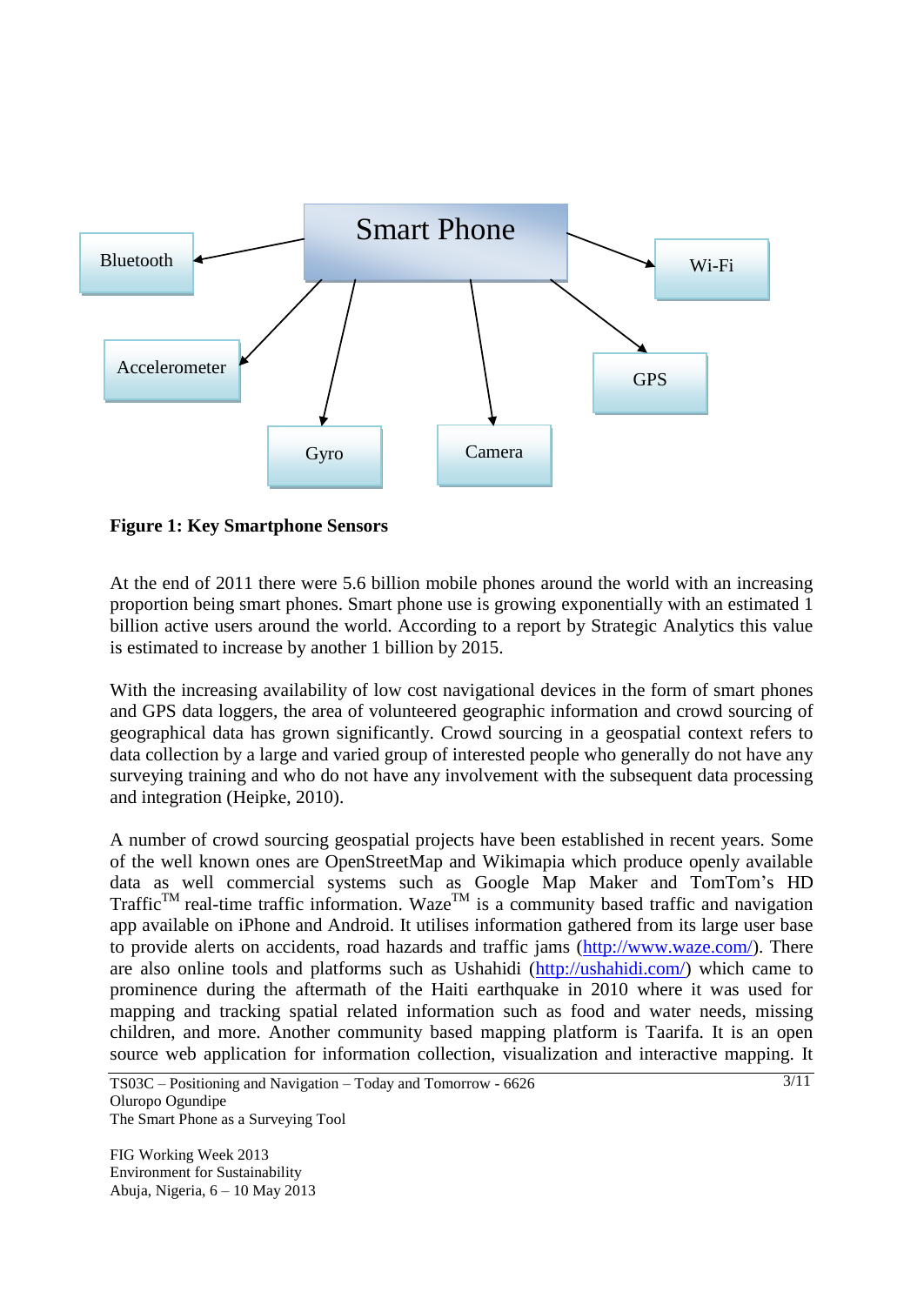**Figure 1: Key Smartphone Sensors**

At the end of 2011 there were 5.6 billion mobile phones around the world with an increasing proportion being smart phones. Smart phone use is growing exponentially with an estimated 1 billion active users around the world. According to a report by Strategic Analytics this value is estimated to increase by another 1 billion by 2015.

With the increasing availability of low cost navigational devices in the form of smart phones and GPS data loggers, the area of volunteered geographic information and crowd sourcing of geographical data has grown significantly. Crowd sourcing in a geospatial context refers to data collection by a large and varied group of interested people who generally do not have any surveying training and who do not have any involvement with the subsequent data processing and integration (Heipke, 2010).

A number of crowd sourcing geospatial projects have been established in recent years. Some of the well known ones are OpenStreetMap and Wikimapia which produce openly available data as well commercial systems such as Google Map Maker and TomTom's HD Traffic™ real-time traffic information. Waze™ is a community based traffic and navigation app available on iPhone and Android. It utilises information gathered from its large user base to provide alerts on accidents, road hazards and traffic jams (http://www.waze.com/). There are also online tools and platforms such as Ushahidi (http://ushahidi.com/) which came to prominence during the aftermath of the Haiti earthquake in 2010 where it was used for mapping and tracking spatial related information such as food and water needs, missing children, and more. Another community based mapping platform is Taarifa. It is an open source web application for information collection, visualization and interactive mapping. It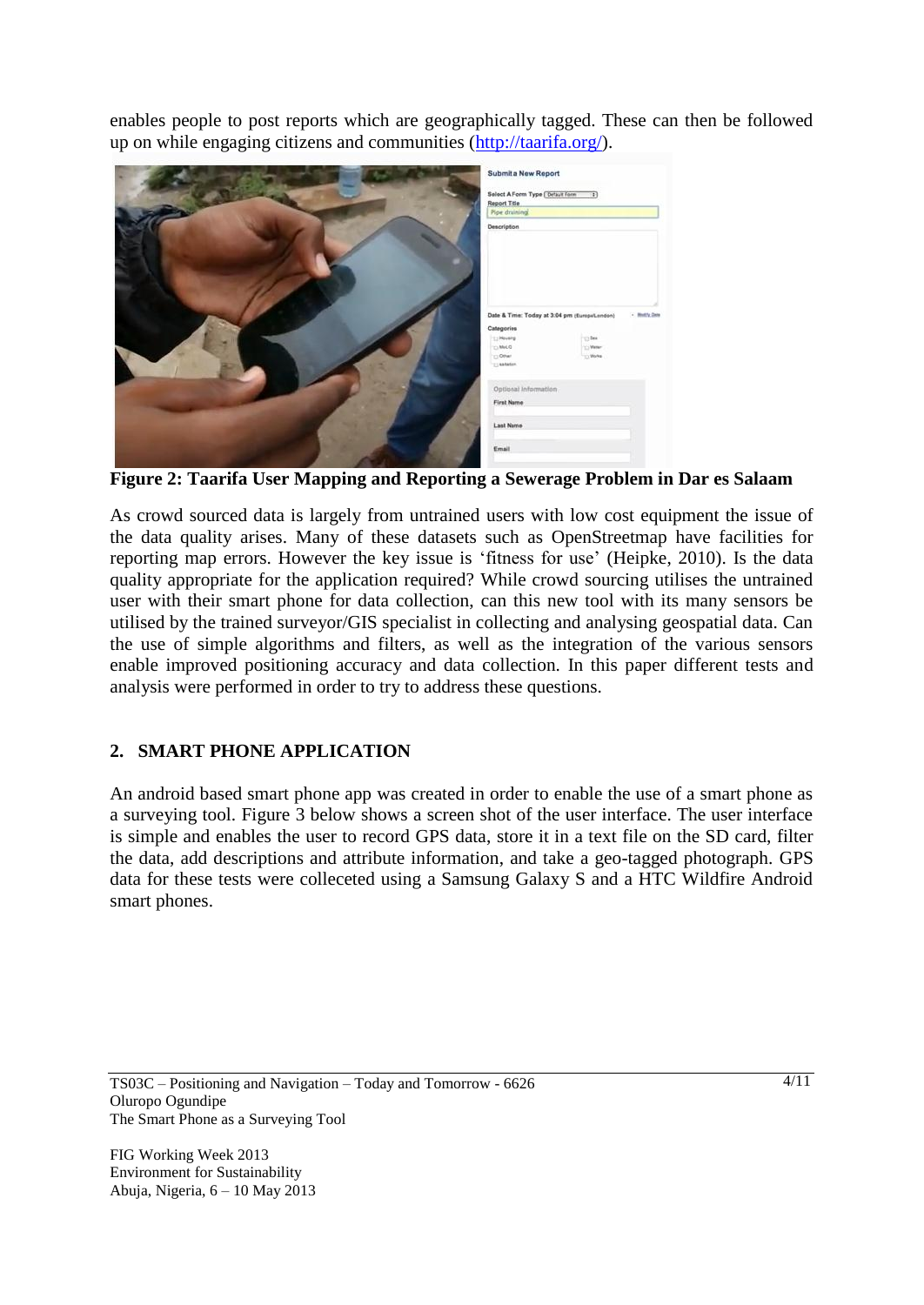enables people to post reports which are geographically tagged. These can then be followed up on while engaging citizens and communities (http://taarifa.org/).

**Figure 2: Taarifa User Mapping and Reporting a Sewerage Problem in Dar es Salaam**

As crowd sourced data is largely from untrained users with low cost equipment the issue of the data quality arises. Many of these datasets such as OpenStreetmap have facilities for reporting map errors. However the key issue is 'fitness for use' (Heipke, 2010). Is the data quality appropriate for the application required? While crowd sourcing utilises the untrained user with their smart phone for data collection, can this new tool with its many sensors be utilised by the trained surveyor/GIS specialist in collecting and analysing geospatial data. Can the use of simple algorithms and filters, as well as the integration of the various sensors enable improved positioning accuracy and data collection. In this paper different tests and analysis were performed in order to try to address these questions.

## 2. SMART PHONE APPLICATION

An android based smart phone app was created in order to enable the use of a smart phone as a surveying tool. Figure 3 below shows a screen shot of the user interface. The user interface is simple and enables the user to record GPS data, store it in a text file on the SD card, filter the data, add descriptions and attribute information, and take a geo-tagged photograph. GPS data for these tests were colleceted using a Samsung Galaxy S and a HTC Wildfire Android smart phones.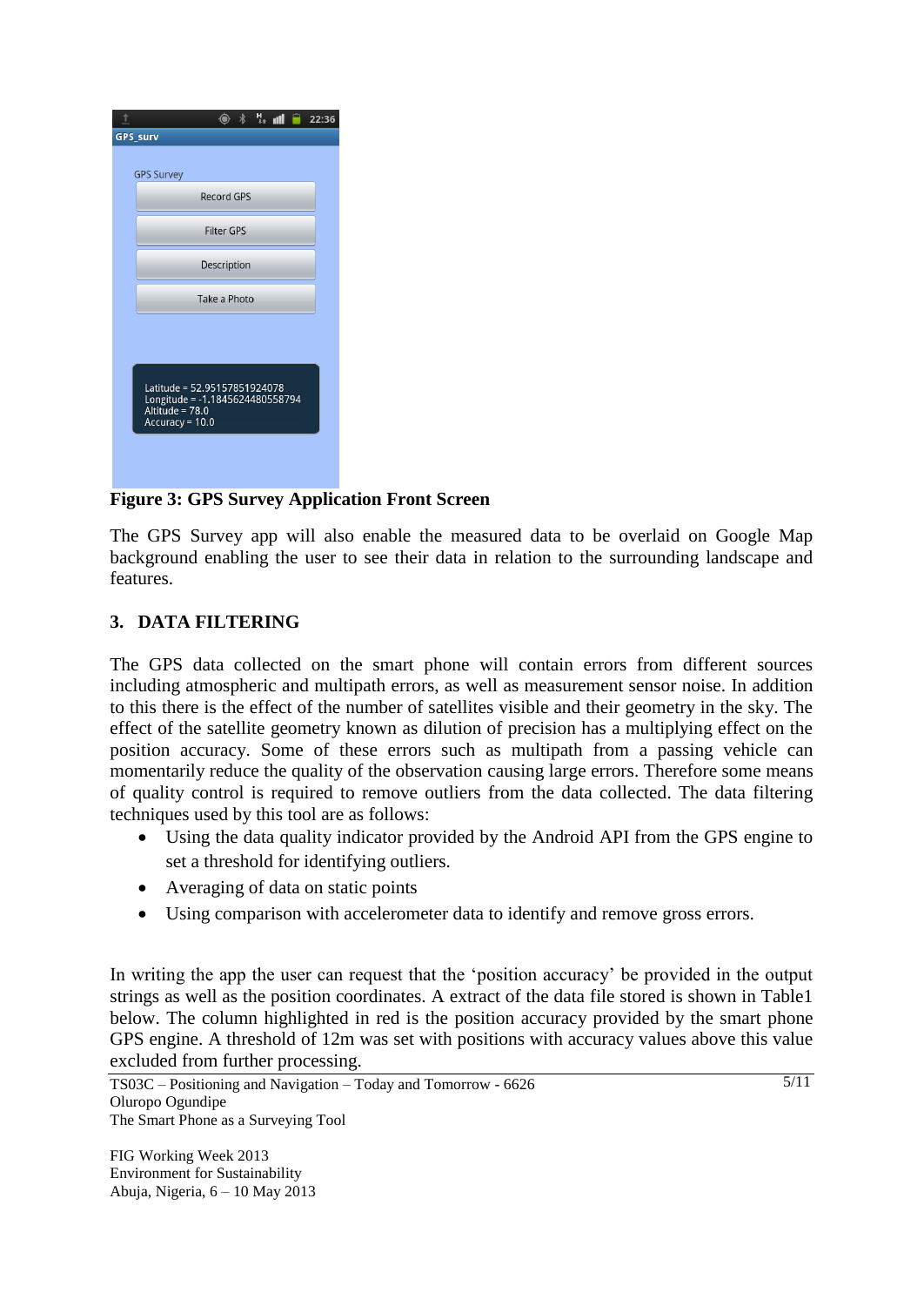**Figure 3: GPS Survey Application Front Screen**

The GPS Survey app will also enable the measured data to be overlaid on Google Map background enabling the user to see their data in relation to the surrounding landscape and features.

## 3. DATA FILTERING

The GPS data collected on the smart phone will contain errors from different sources including atmospheric and multipath errors, as well as measurement sensor noise. In addition to this there is the effect of the number of satellites visible and their geometry in the sky. The effect of the satellite geometry known as dilution of precision has a multiplying effect on the position accuracy. Some of these errors such as multipath from a passing vehicle can momentarily reduce the quality of the observation causing large errors. Therefore some means of quality control is required to remove outliers from the data collected. The data filtering techniques used by this tool are as follows:

- Using the data quality indicator provided by the Android API from the GPS engine to set a threshold for identifying outliers.
- Averaging of data on static points
- Using comparison with accelerometer data to identify and remove gross errors.

In writing the app the user can request that the 'position accuracy' be provided in the output strings as well as the position coordinates. A extract of the data file stored is shown in Table1 below. The column highlighted in red is the position accuracy provided by the smart phone GPS engine. A threshold of 12m was set with positions with accuracy values above this value excluded from further processing.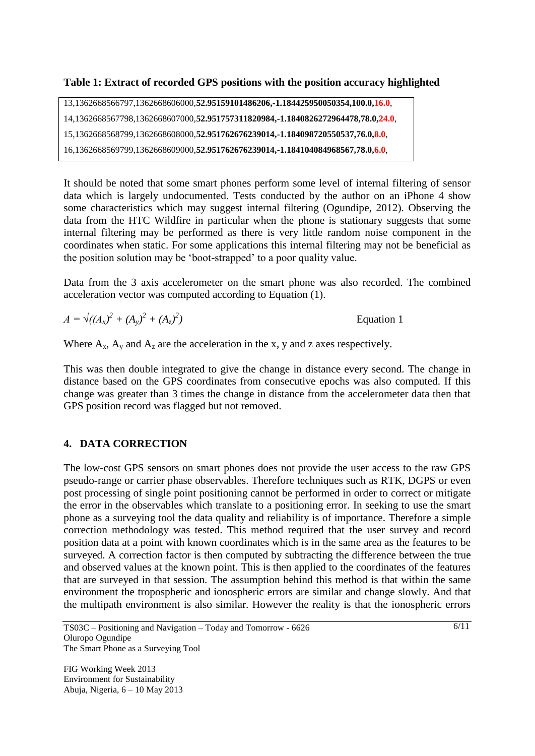**Table 1: Extract of recorded GPS positions with the position accuracy highlighted**

```
13,1362668566797,1362668606000,52.95159101486206,-1.184425950050354,100.0,16.0,
14,1362668567798,1362668607000,52.951757311820984,-1.1840826272964478,78.0,24.0,
15,1362668568799,1362668608000,52.951762676239014,-1.184098720550537,76.0,8.0,
16,1362668569799,1362668609000,52.951762676239014,-1.184104084968567,78.0,6.0,
```

It should be noted that some smart phones perform some level of internal filtering of sensor data which is largely undocumented. Tests conducted by the author on an iPhone 4 show some characteristics which may suggest internal filtering (Ogundipe, 2012). Observing the data from the HTC Wildfire in particular when the phone is stationary suggests that some internal filtering may be performed as there is very little random noise component in the coordinates when static. For some applications this internal filtering may not be beneficial as the position solution may be 'boot-strapped' to a poor quality value.

Data from the 3 axis accelerometer on the smart phone was also recorded. The combined acceleration vector was computed according to Equation (1).

$$A = \sqrt{(A_x)^2 + (A_y)^2 + (A_z)^2} \qquad \text{Equation 1}$$

Where $A_x$, $A_y$ and $A_z$ are the acceleration in the x, y and z axes respectively.

This was then double integrated to give the change in distance every second. The change in distance based on the GPS coordinates from consecutive epochs was also computed. If this change was greater than 3 times the change in distance from the accelerometer data then that GPS position record was flagged but not removed.

## 4. DATA CORRECTION

The low-cost GPS sensors on smart phones does not provide the user access to the raw GPS pseudo-range or carrier phase observables. Therefore techniques such as RTK, DGPS or even post processing of single point positioning cannot be performed in order to correct or mitigate the error in the observables which translate to a positioning error. In seeking to use the smart phone as a surveying tool the data quality and reliability is of importance. Therefore a simple correction methodology was tested. This method required that the user survey and record position data at a point with known coordinates which is in the same area as the features to be surveyed. A correction factor is then computed by subtracting the difference between the true and observed values at the known point. This is then applied to the coordinates of the features that are surveyed in that session. The assumption behind this method is that within the same environment the tropospheric and ionospheric errors are similar and change slowly. And that the multipath environment is also similar. However the reality is that the ionospheric errors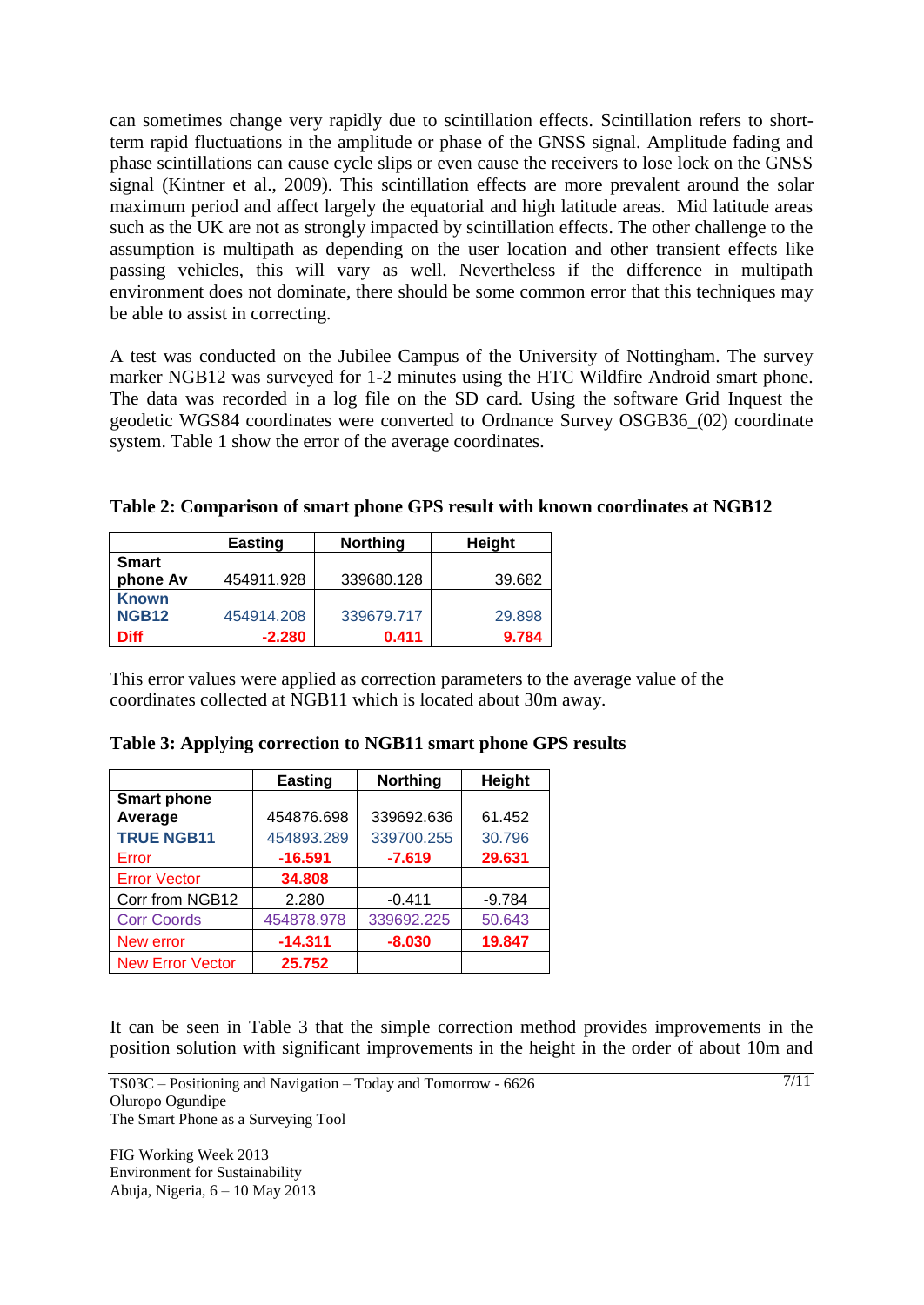can sometimes change very rapidly due to scintillation effects. Scintillation refers to short-term rapid fluctuations in the amplitude or phase of the GNSS signal. Amplitude fading and phase scintillations can cause cycle slips or even cause the receivers to lose lock on the GNSS signal (Kintner et al., 2009). This scintillation effects are more prevalent around the solar maximum period and affect largely the equatorial and high latitude areas. Mid latitude areas such as the UK are not as strongly impacted by scintillation effects. The other challenge to the assumption is multipath as depending on the user location and other transient effects like passing vehicles, this will vary as well. Nevertheless if the difference in multipath environment does not dominate, there should be some common error that this techniques may be able to assist in correcting.

A test was conducted on the Jubilee Campus of the University of Nottingham. The survey marker NGB12 was surveyed for 1-2 minutes using the HTC Wildfire Android smart phone. The data was recorded in a log file on the SD card. Using the software Grid Inquest the geodetic WGS84 coordinates were converted to Ordnance Survey OSGB36_(02) coordinate system. Table 1 show the error of the average coordinates.

**Table 2: Comparison of smart phone GPS result with known coordinates at NGB12**

| | Easting | Northing | Height |
|---|---|---|---|
| **Smart phone Av** | 454911.928 | 339680.128 | 39.682 |
| **Known NGB12** | 454914.208 | 339679.717 | 29.898 |
| **Diff** | **-2.280** | **0.411** | **9.784** |

This error values were applied as correction parameters to the average value of the coordinates collected at NGB11 which is located about 30m away.

**Table 3: Applying correction to NGB11 smart phone GPS results**

| | Easting | Northing | Height |
|---|---|---|---|
| **Smart phone Average** | 454876.698 | 339692.636 | 61.452 |
| **TRUE NGB11** | 454893.289 | 339700.255 | 30.796 |
| Error | **-16.591** | **-7.619** | **29.631** |
| Error Vector | **34.808** | | |
| Corr from NGB12 | 2.280 | -0.411 | -9.784 |
| Corr Coords | 454878.978 | 339692.225 | 50.643 |
| New error | **-14.311** | **-8.030** | **19.847** |
| New Error Vector | **25.752** | | |

It can be seen in Table 3 that the simple correction method provides improvements in the position solution with significant improvements in the height in the order of about 10m and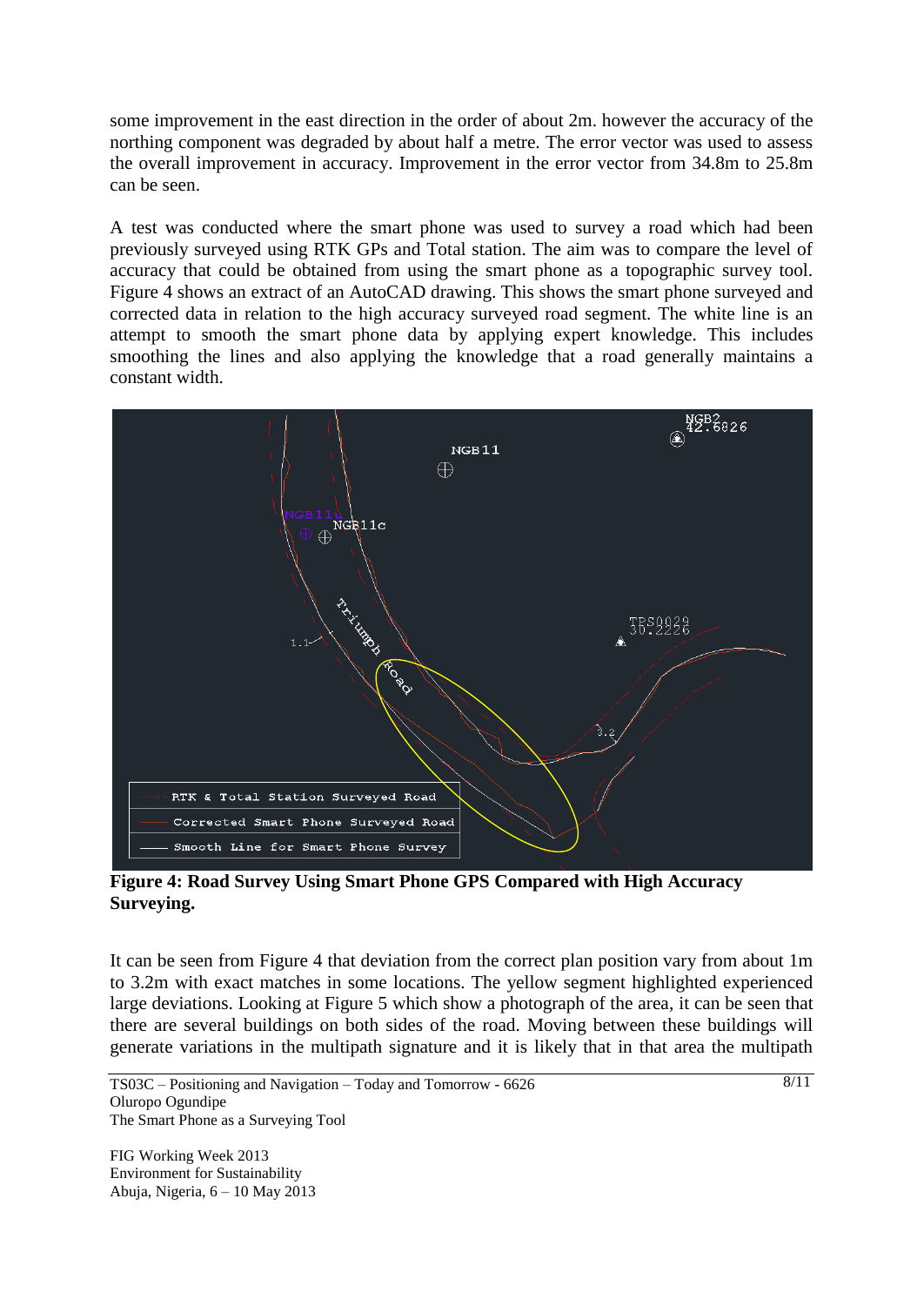some improvement in the east direction in the order of about 2m. however the accuracy of the northing component was degraded by about half a metre. The error vector was used to assess the overall improvement in accuracy. Improvement in the error vector from 34.8m to 25.8m can be seen.

A test was conducted where the smart phone was used to survey a road which had been previously surveyed using RTK GPs and Total station. The aim was to compare the level of accuracy that could be obtained from using the smart phone as a topographic survey tool. Figure 4 shows an extract of an AutoCAD drawing. This shows the smart phone surveyed and corrected data in relation to the high accuracy surveyed road segment. The white line is an attempt to smooth the smart phone data by applying expert knowledge. This includes smoothing the lines and also applying the knowledge that a road generally maintains a constant width.

**Figure 4: Road Survey Using Smart Phone GPS Compared with High Accuracy Surveying.**

It can be seen from Figure 4 that deviation from the correct plan position vary from about 1m to 3.2m with exact matches in some locations. The yellow segment highlighted experienced large deviations. Looking at Figure 5 which show a photograph of the area, it can be seen that there are several buildings on both sides of the road. Moving between these buildings will generate variations in the multipath signature and it is likely that in that area the multipath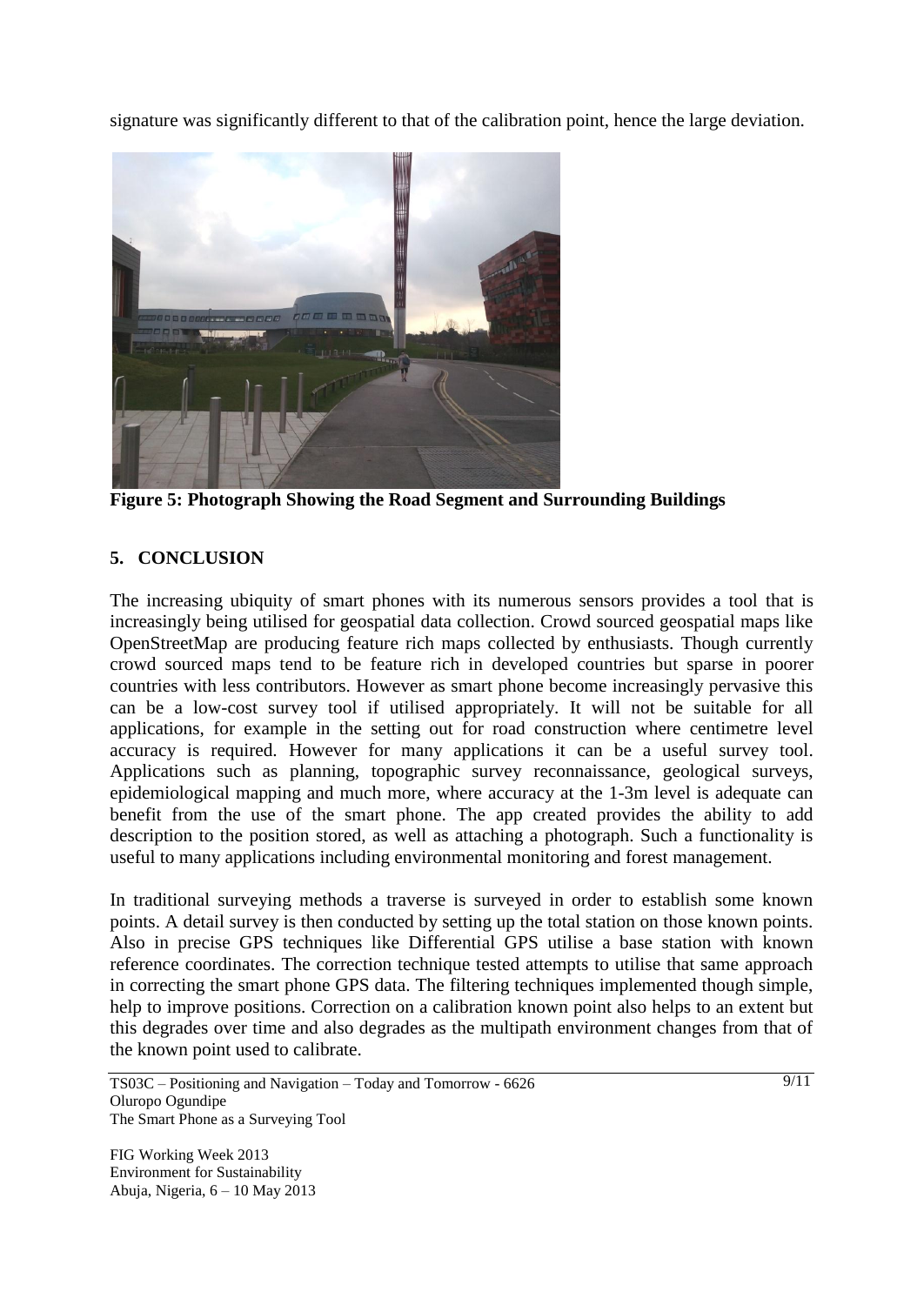signature was significantly different to that of the calibration point, hence the large deviation.

**Figure 5: Photograph Showing the Road Segment and Surrounding Buildings**

## 5. CONCLUSION

The increasing ubiquity of smart phones with its numerous sensors provides a tool that is increasingly being utilised for geospatial data collection. Crowd sourced geospatial maps like OpenStreetMap are producing feature rich maps collected by enthusiasts. Though currently crowd sourced maps tend to be feature rich in developed countries but sparse in poorer countries with less contributors. However as smart phone become increasingly pervasive this can be a low-cost survey tool if utilised appropriately. It will not be suitable for all applications, for example in the setting out for road construction where centimetre level accuracy is required. However for many applications it can be a useful survey tool. Applications such as planning, topographic survey reconnaissance, geological surveys, epidemiological mapping and much more, where accuracy at the 1-3m level is adequate can benefit from the use of the smart phone. The app created provides the ability to add description to the position stored, as well as attaching a photograph. Such a functionality is useful to many applications including environmental monitoring and forest management.

In traditional surveying methods a traverse is surveyed in order to establish some known points. A detail survey is then conducted by setting up the total station on those known points. Also in precise GPS techniques like Differential GPS utilise a base station with known reference coordinates. The correction technique tested attempts to utilise that same approach in correcting the smart phone GPS data. The filtering techniques implemented though simple, help to improve positions. Correction on a calibration known point also helps to an extent but this degrades over time and also degrades as the multipath environment changes from that of the known point used to calibrate.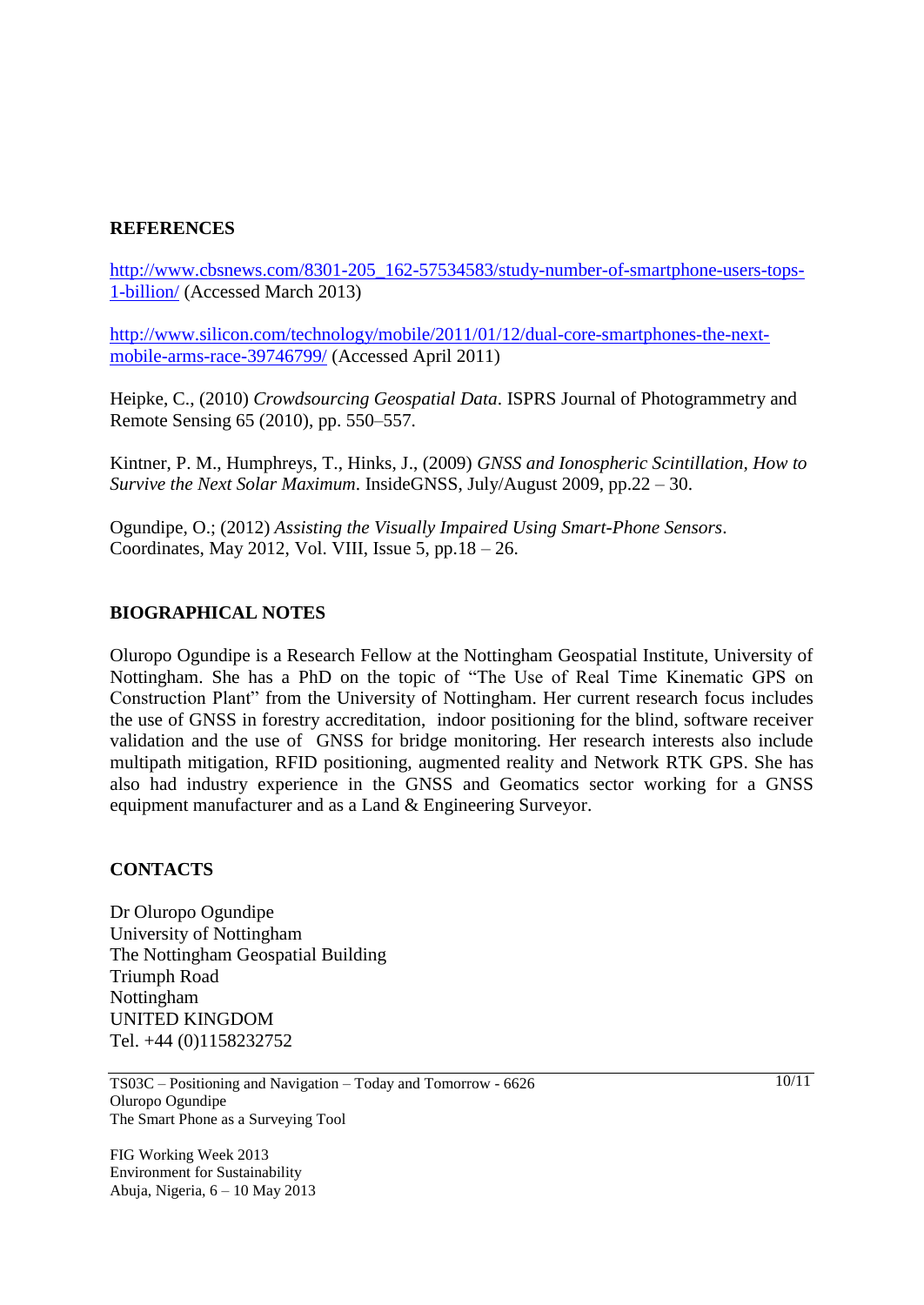## REFERENCES

http://www.cbsnews.com/8301-205_162-57534583/study-number-of-smartphone-users-tops-1-billion/ (Accessed March 2013)

http://www.silicon.com/technology/mobile/2011/01/12/dual-core-smartphones-the-next-mobile-arms-race-39746799/ (Accessed April 2011)

Heipke, C., (2010) *Crowdsourcing Geospatial Data*. ISPRS Journal of Photogrammetry and Remote Sensing 65 (2010), pp. 550–557.

Kintner, P. M., Humphreys, T., Hinks, J., (2009) *GNSS and Ionospheric Scintillation, How to Survive the Next Solar Maximum*. InsideGNSS, July/August 2009, pp.22 – 30.

Ogundipe, O.; (2012) *Assisting the Visually Impaired Using Smart-Phone Sensors*. Coordinates, May 2012, Vol. VIII, Issue 5, pp.18 – 26.

## BIOGRAPHICAL NOTES

Oluropo Ogundipe is a Research Fellow at the Nottingham Geospatial Institute, University of Nottingham. She has a PhD on the topic of "The Use of Real Time Kinematic GPS on Construction Plant" from the University of Nottingham. Her current research focus includes the use of GNSS in forestry accreditation, indoor positioning for the blind, software receiver validation and the use of GNSS for bridge monitoring. Her research interests also include multipath mitigation, RFID positioning, augmented reality and Network RTK GPS. She has also had industry experience in the GNSS and Geomatics sector working for a GNSS equipment manufacturer and as a Land & Engineering Surveyor.

## CONTACTS

Dr Oluropo Ogundipe
University of Nottingham
The Nottingham Geospatial Building
Triumph Road
Nottingham
UNITED KINGDOM
Tel. +44 (0)1158232752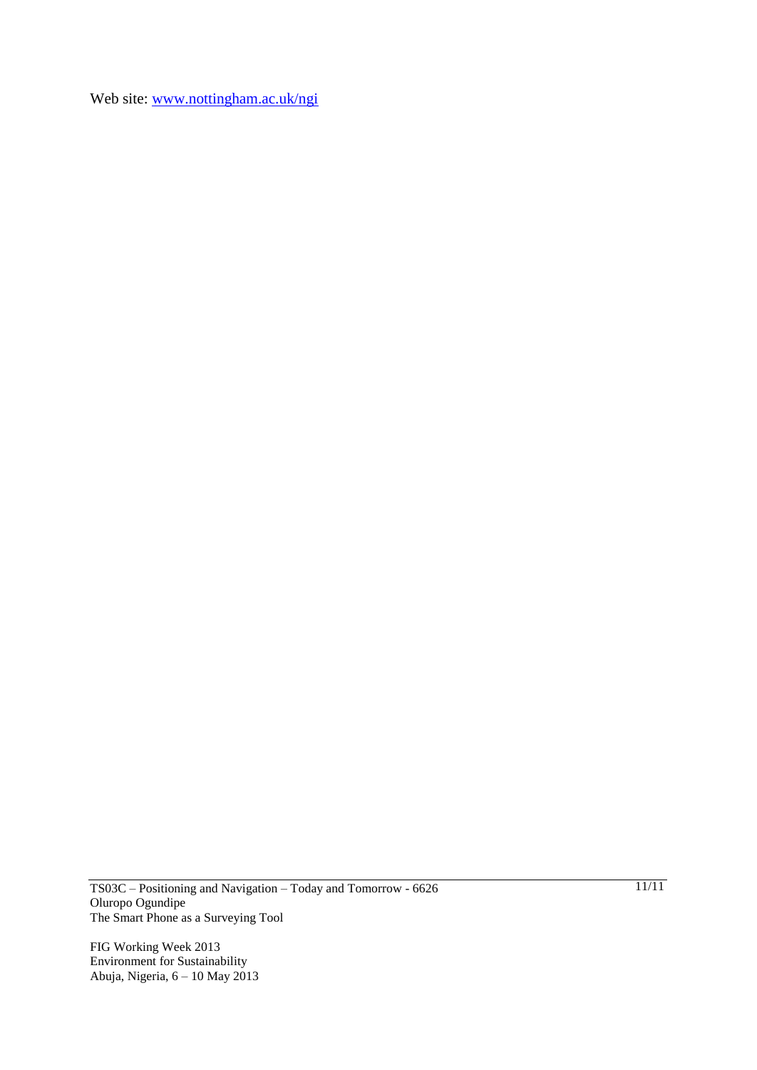Web site: [www.nottingham.ac.uk/ngi](http://www.nottingham.ac.uk/ngi)